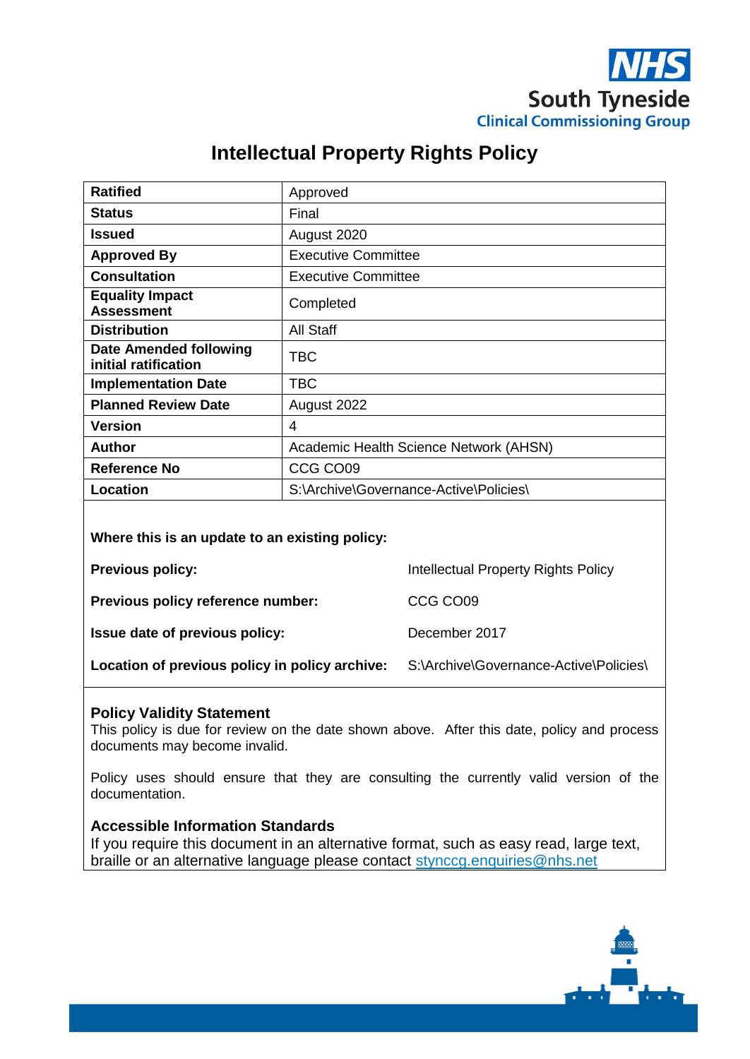NHS
South Tyneside
Clinical Commissioning Group

# Intellectual Property Rights Policy

| | |
|---|---|
| **Ratified** | Approved |
| **Status** | Final |
| **Issued** | August 2020 |
| **Approved By** | Executive Committee |
| **Consultation** | Executive Committee |
| **Equality Impact Assessment** | Completed |
| **Distribution** | All Staff |
| **Date Amended following initial ratification** | TBC |
| **Implementation Date** | TBC |
| **Planned Review Date** | August 2022 |
| **Version** | 4 |
| **Author** | Academic Health Science Network (AHSN) |
| **Reference No** | CCG CO09 |
| **Location** | S:\Archive\Governance-Active\Policies\ |

**Where this is an update to an existing policy:**

| | |
|---|---|
| **Previous policy:** | Intellectual Property Rights Policy |
| **Previous policy reference number:** | CCG CO09 |
| **Issue date of previous policy:** | December 2017 |
| **Location of previous policy in policy archive:** | S:\Archive\Governance-Active\Policies\ |

**Policy Validity Statement**
This policy is due for review on the date shown above. After this date, policy and process documents may become invalid.

Policy uses should ensure that they are consulting the currently valid version of the documentation.

**Accessible Information Standards**
If you require this document in an alternative format, such as easy read, large text, braille or an alternative language please contact stynccg.enquiries@nhs.net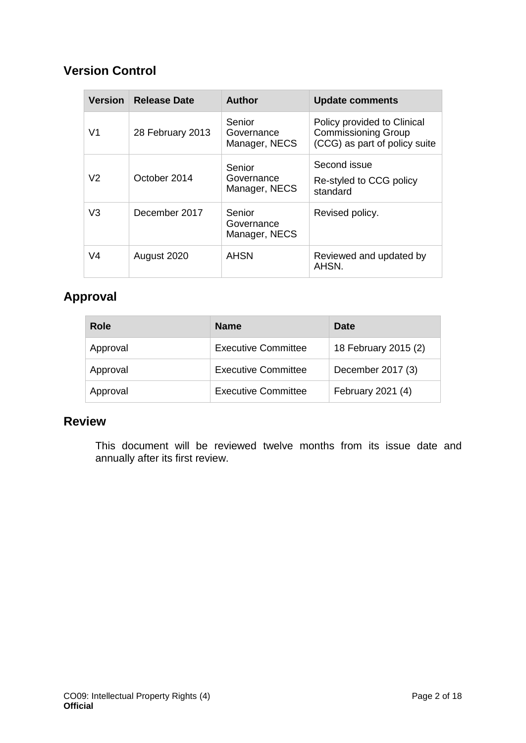## Version Control

| Version | Release Date | Author | Update comments |
|---|---|---|---|
| V1 | 28 February 2013 | Senior Governance Manager, NECS | Policy provided to Clinical Commissioning Group (CCG) as part of policy suite |
| V2 | October 2014 | Senior Governance Manager, NECS | Second issue<br>Re-styled to CCG policy standard |
| V3 | December 2017 | Senior Governance Manager, NECS | Revised policy. |
| V4 | August 2020 | AHSN | Reviewed and updated by AHSN. |

## Approval

| Role | Name | Date |
|---|---|---|
| Approval | Executive Committee | 18 February 2015 (2) |
| Approval | Executive Committee | December 2017 (3) |
| Approval | Executive Committee | February 2021 (4) |

## Review

This document will be reviewed twelve months from its issue date and annually after its first review.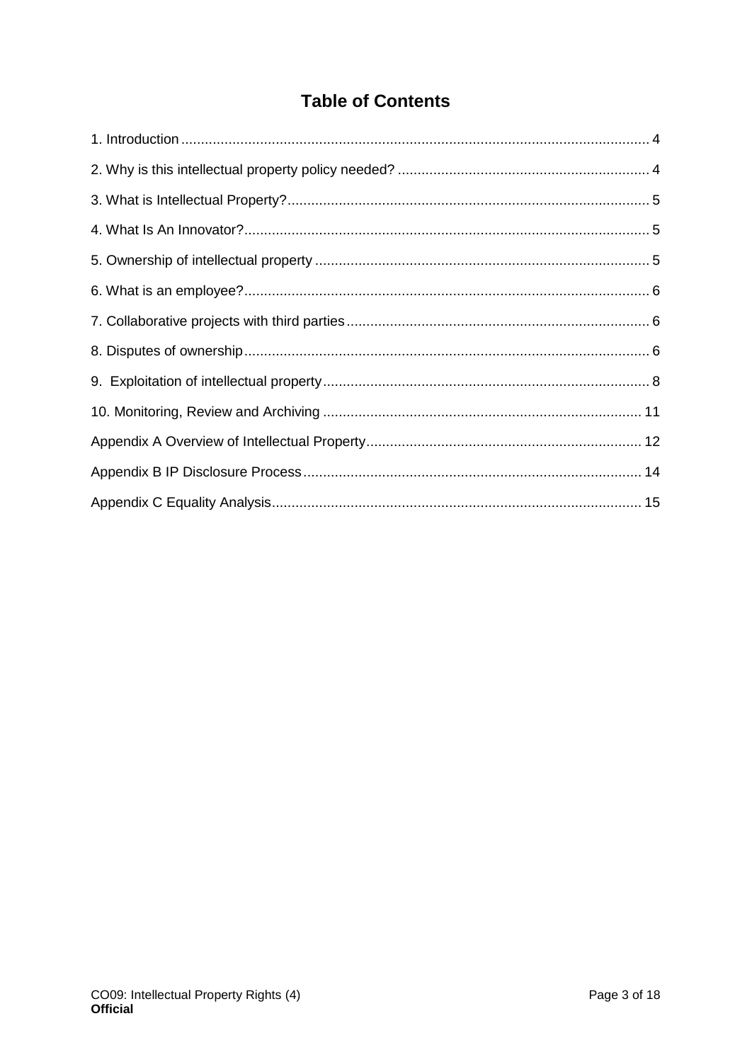# Table of Contents

1. Introduction ..... 4
2. Why is this intellectual property policy needed? ..... 4
3. What is Intellectual Property? ..... 5
4. What Is An Innovator? ..... 5
5. Ownership of intellectual property ..... 5
6. What is an employee? ..... 6
7. Collaborative projects with third parties ..... 6
8. Disputes of ownership ..... 6
9. Exploitation of intellectual property ..... 8
10. Monitoring, Review and Archiving ..... 11

Appendix A Overview of Intellectual Property ..... 12

Appendix B IP Disclosure Process ..... 14

Appendix C Equality Analysis ..... 15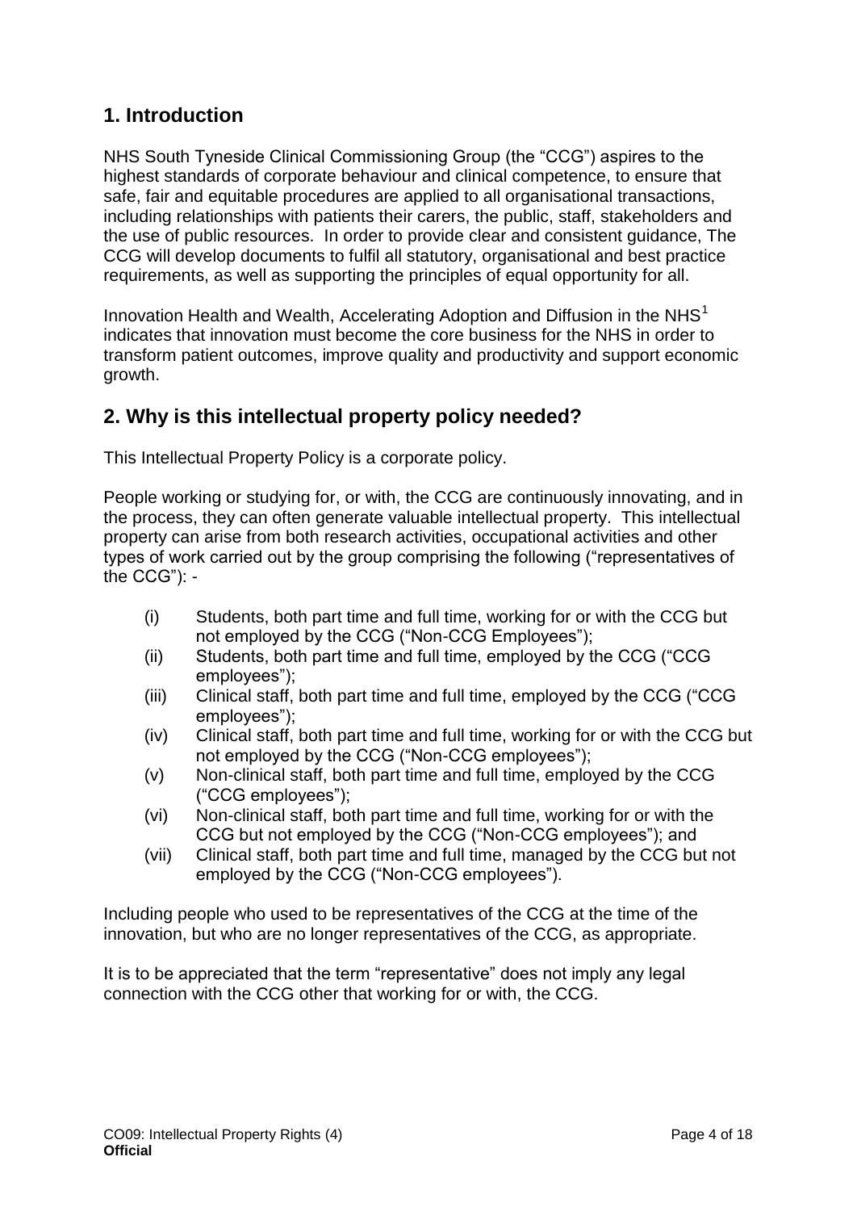## 1. Introduction

NHS South Tyneside Clinical Commissioning Group (the "CCG") aspires to the highest standards of corporate behaviour and clinical competence, to ensure that safe, fair and equitable procedures are applied to all organisational transactions, including relationships with patients their carers, the public, staff, stakeholders and the use of public resources. In order to provide clear and consistent guidance, The CCG will develop documents to fulfil all statutory, organisational and best practice requirements, as well as supporting the principles of equal opportunity for all.

Innovation Health and Wealth, Accelerating Adoption and Diffusion in the NHS[1] indicates that innovation must become the core business for the NHS in order to transform patient outcomes, improve quality and productivity and support economic growth.

## 2. Why is this intellectual property policy needed?

This Intellectual Property Policy is a corporate policy.

People working or studying for, or with, the CCG are continuously innovating, and in the process, they can often generate valuable intellectual property. This intellectual property can arise from both research activities, occupational activities and other types of work carried out by the group comprising the following ("representatives of the CCG"): -

- (i) Students, both part time and full time, working for or with the CCG but not employed by the CCG ("Non-CCG Employees");
- (ii) Students, both part time and full time, employed by the CCG ("CCG employees");
- (iii) Clinical staff, both part time and full time, employed by the CCG ("CCG employees");
- (iv) Clinical staff, both part time and full time, working for or with the CCG but not employed by the CCG ("Non-CCG employees");
- (v) Non-clinical staff, both part time and full time, employed by the CCG ("CCG employees");
- (vi) Non-clinical staff, both part time and full time, working for or with the CCG but not employed by the CCG ("Non-CCG employees"); and
- (vii) Clinical staff, both part time and full time, managed by the CCG but not employed by the CCG ("Non-CCG employees").

Including people who used to be representatives of the CCG at the time of the innovation, but who are no longer representatives of the CCG, as appropriate.

It is to be appreciated that the term "representative" does not imply any legal connection with the CCG other that working for or with, the CCG.

**Official**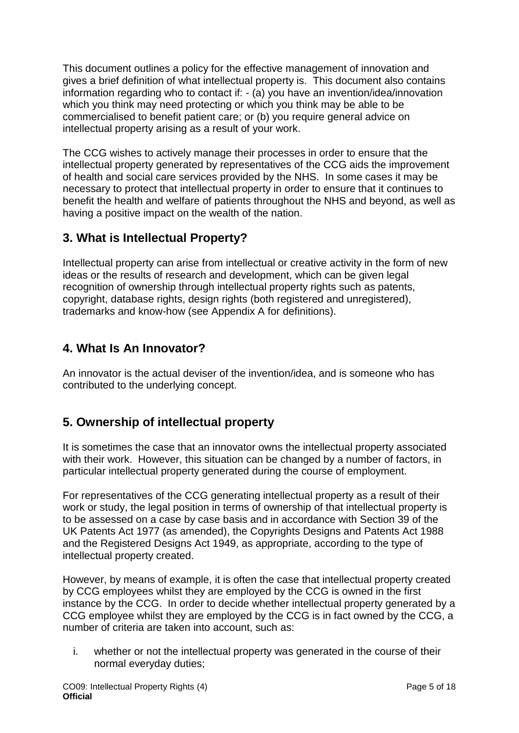This document outlines a policy for the effective management of innovation and gives a brief definition of what intellectual property is. This document also contains information regarding who to contact if: - (a) you have an invention/idea/innovation which you think may need protecting or which you think may be able to be commercialised to benefit patient care; or (b) you require general advice on intellectual property arising as a result of your work.

The CCG wishes to actively manage their processes in order to ensure that the intellectual property generated by representatives of the CCG aids the improvement of health and social care services provided by the NHS. In some cases it may be necessary to protect that intellectual property in order to ensure that it continues to benefit the health and welfare of patients throughout the NHS and beyond, as well as having a positive impact on the wealth of the nation.

## 3. What is Intellectual Property?

Intellectual property can arise from intellectual or creative activity in the form of new ideas or the results of research and development, which can be given legal recognition of ownership through intellectual property rights such as patents, copyright, database rights, design rights (both registered and unregistered), trademarks and know-how (see Appendix A for definitions).

## 4. What Is An Innovator?

An innovator is the actual deviser of the invention/idea, and is someone who has contributed to the underlying concept.

## 5. Ownership of intellectual property

It is sometimes the case that an innovator owns the intellectual property associated with their work. However, this situation can be changed by a number of factors, in particular intellectual property generated during the course of employment.

For representatives of the CCG generating intellectual property as a result of their work or study, the legal position in terms of ownership of that intellectual property is to be assessed on a case by case basis and in accordance with Section 39 of the UK Patents Act 1977 (as amended), the Copyrights Designs and Patents Act 1988 and the Registered Designs Act 1949, as appropriate, according to the type of intellectual property created.

However, by means of example, it is often the case that intellectual property created by CCG employees whilst they are employed by the CCG is owned in the first instance by the CCG. In order to decide whether intellectual property generated by a CCG employee whilst they are employed by the CCG is in fact owned by the CCG, a number of criteria are taken into account, such as:

i. whether or not the intellectual property was generated in the course of their normal everyday duties;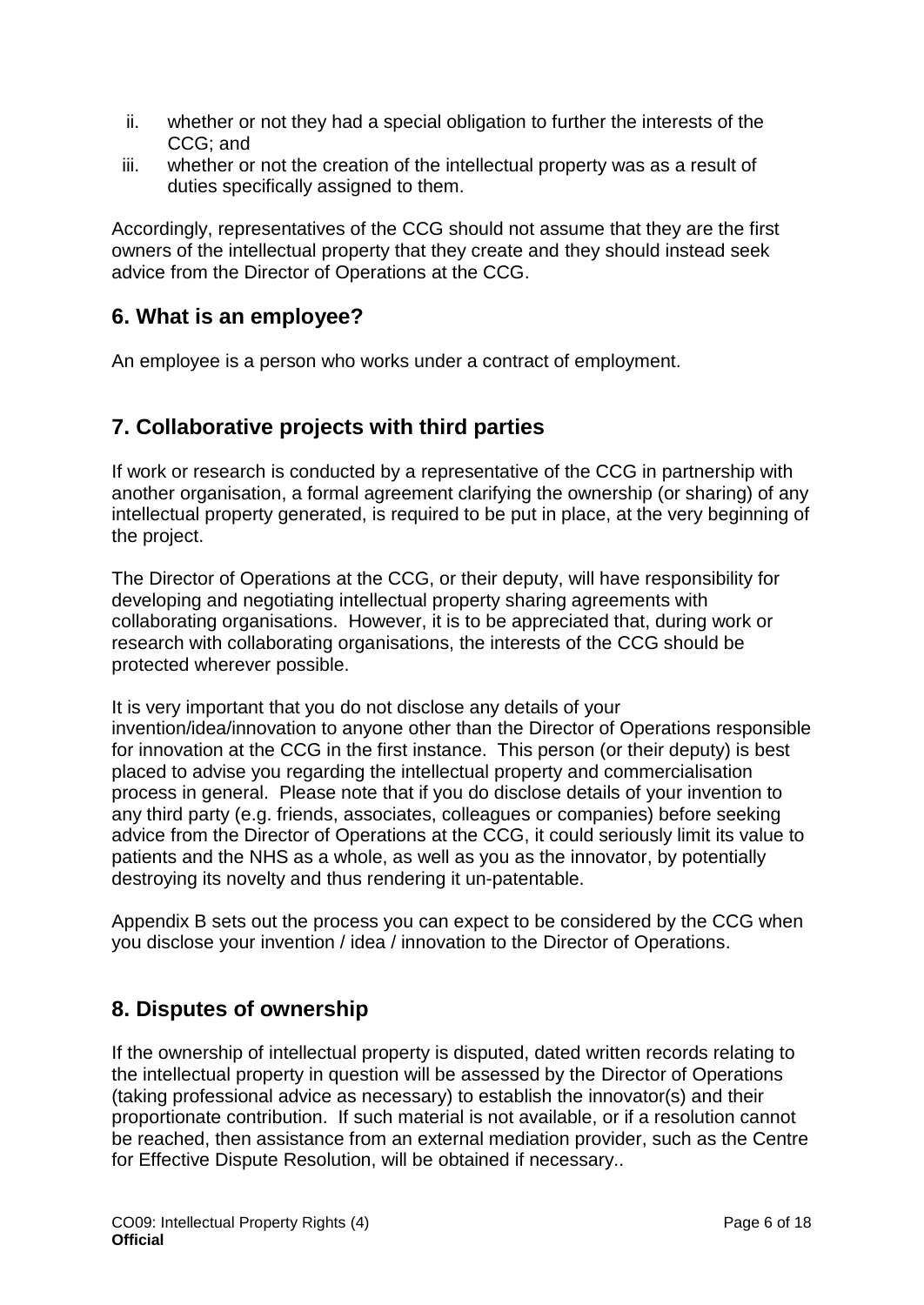ii. whether or not they had a special obligation to further the interests of the CCG; and
iii. whether or not the creation of the intellectual property was as a result of duties specifically assigned to them.

Accordingly, representatives of the CCG should not assume that they are the first owners of the intellectual property that they create and they should instead seek advice from the Director of Operations at the CCG.

## 6. What is an employee?

An employee is a person who works under a contract of employment.

## 7. Collaborative projects with third parties

If work or research is conducted by a representative of the CCG in partnership with another organisation, a formal agreement clarifying the ownership (or sharing) of any intellectual property generated, is required to be put in place, at the very beginning of the project.

The Director of Operations at the CCG, or their deputy, will have responsibility for developing and negotiating intellectual property sharing agreements with collaborating organisations. However, it is to be appreciated that, during work or research with collaborating organisations, the interests of the CCG should be protected wherever possible.

It is very important that you do not disclose any details of your invention/idea/innovation to anyone other than the Director of Operations responsible for innovation at the CCG in the first instance. This person (or their deputy) is best placed to advise you regarding the intellectual property and commercialisation process in general. Please note that if you do disclose details of your invention to any third party (e.g. friends, associates, colleagues or companies) before seeking advice from the Director of Operations at the CCG, it could seriously limit its value to patients and the NHS as a whole, as well as you as the innovator, by potentially destroying its novelty and thus rendering it un-patentable.

Appendix B sets out the process you can expect to be considered by the CCG when you disclose your invention / idea / innovation to the Director of Operations.

## 8. Disputes of ownership

If the ownership of intellectual property is disputed, dated written records relating to the intellectual property in question will be assessed by the Director of Operations (taking professional advice as necessary) to establish the innovator(s) and their proportionate contribution. If such material is not available, or if a resolution cannot be reached, then assistance from an external mediation provider, such as the Centre for Effective Dispute Resolution, will be obtained if necessary..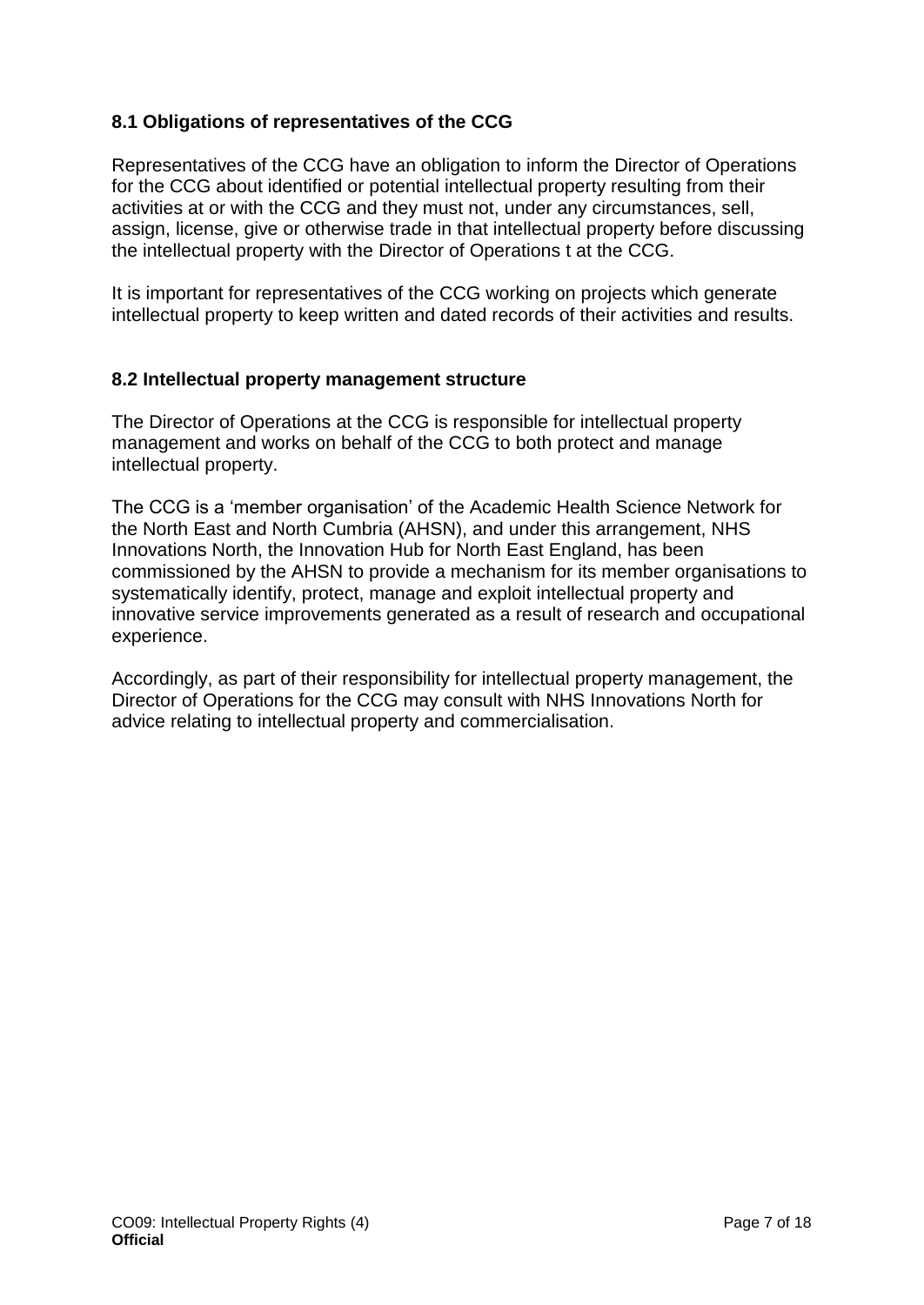### 8.1 Obligations of representatives of the CCG

Representatives of the CCG have an obligation to inform the Director of Operations for the CCG about identified or potential intellectual property resulting from their activities at or with the CCG and they must not, under any circumstances, sell, assign, license, give or otherwise trade in that intellectual property before discussing the intellectual property with the Director of Operations t at the CCG.

It is important for representatives of the CCG working on projects which generate intellectual property to keep written and dated records of their activities and results.

### 8.2 Intellectual property management structure

The Director of Operations at the CCG is responsible for intellectual property management and works on behalf of the CCG to both protect and manage intellectual property.

The CCG is a 'member organisation' of the Academic Health Science Network for the North East and North Cumbria (AHSN), and under this arrangement, NHS Innovations North, the Innovation Hub for North East England, has been commissioned by the AHSN to provide a mechanism for its member organisations to systematically identify, protect, manage and exploit intellectual property and innovative service improvements generated as a result of research and occupational experience.

Accordingly, as part of their responsibility for intellectual property management, the Director of Operations for the CCG may consult with NHS Innovations North for advice relating to intellectual property and commercialisation.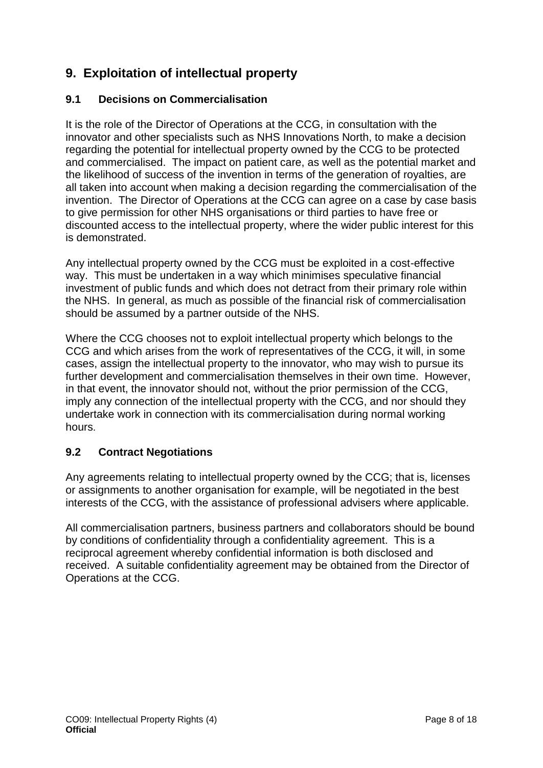## 9. Exploitation of intellectual property

### 9.1 Decisions on Commercialisation

It is the role of the Director of Operations at the CCG, in consultation with the innovator and other specialists such as NHS Innovations North, to make a decision regarding the potential for intellectual property owned by the CCG to be protected and commercialised. The impact on patient care, as well as the potential market and the likelihood of success of the invention in terms of the generation of royalties, are all taken into account when making a decision regarding the commercialisation of the invention. The Director of Operations at the CCG can agree on a case by case basis to give permission for other NHS organisations or third parties to have free or discounted access to the intellectual property, where the wider public interest for this is demonstrated.

Any intellectual property owned by the CCG must be exploited in a cost-effective way. This must be undertaken in a way which minimises speculative financial investment of public funds and which does not detract from their primary role within the NHS. In general, as much as possible of the financial risk of commercialisation should be assumed by a partner outside of the NHS.

Where the CCG chooses not to exploit intellectual property which belongs to the CCG and which arises from the work of representatives of the CCG, it will, in some cases, assign the intellectual property to the innovator, who may wish to pursue its further development and commercialisation themselves in their own time. However, in that event, the innovator should not, without the prior permission of the CCG, imply any connection of the intellectual property with the CCG, and nor should they undertake work in connection with its commercialisation during normal working hours.

### 9.2 Contract Negotiations

Any agreements relating to intellectual property owned by the CCG; that is, licenses or assignments to another organisation for example, will be negotiated in the best interests of the CCG, with the assistance of professional advisers where applicable.

All commercialisation partners, business partners and collaborators should be bound by conditions of confidentiality through a confidentiality agreement. This is a reciprocal agreement whereby confidential information is both disclosed and received. A suitable confidentiality agreement may be obtained from the Director of Operations at the CCG.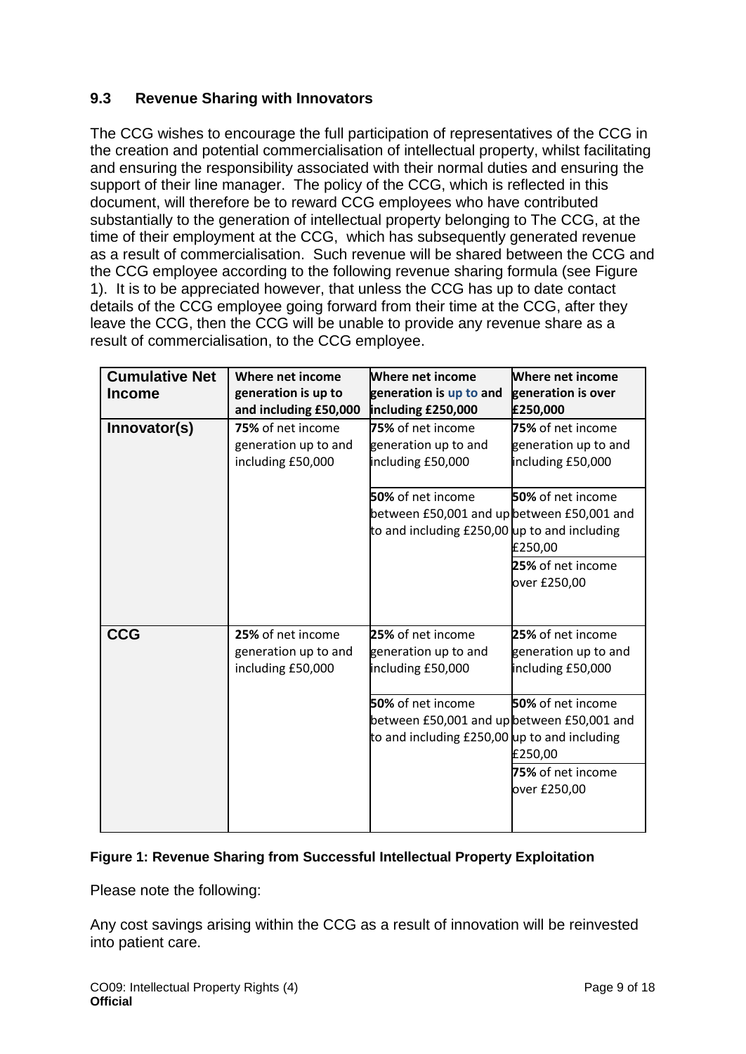### 9.3 Revenue Sharing with Innovators

The CCG wishes to encourage the full participation of representatives of the CCG in the creation and potential commercialisation of intellectual property, whilst facilitating and ensuring the responsibility associated with their normal duties and ensuring the support of their line manager. The policy of the CCG, which is reflected in this document, will therefore be to reward CCG employees who have contributed substantially to the generation of intellectual property belonging to The CCG, at the time of their employment at the CCG, which has subsequently generated revenue as a result of commercialisation. Such revenue will be shared between the CCG and the CCG employee according to the following revenue sharing formula (see Figure 1). It is to be appreciated however, that unless the CCG has up to date contact details of the CCG employee going forward from their time at the CCG, after they leave the CCG, then the CCG will be unable to provide any revenue share as a result of commercialisation, to the CCG employee.

| Cumulative Net Income | Where net income generation is up to and including £50,000 | Where net income generation is up to and including £250,000 | Where net income generation is over £250,000 |
|---|---|---|---|
| **Innovator(s)** | **75%** of net income generation up to and including £50,000 | **75%** of net income generation up to and including £50,000<br><br>**50%** of net income between £50,001 and up to and including £250,00 | **75%** of net income generation up to and including £50,000<br><br>**50%** of net income between £50,001 and up to and including £250,00<br><br>**25%** of net income over £250,00 |
| **CCG** | **25%** of net income generation up to and including £50,000 | **25%** of net income generation up to and including £50,000<br><br>**50%** of net income between £50,001 and up to and including £250,00 | **25%** of net income generation up to and including £50,000<br><br>**50%** of net income between £50,001 and up to and including £250,00<br><br>**75%** of net income over £250,00 |

**Figure 1: Revenue Sharing from Successful Intellectual Property Exploitation**

Please note the following:

Any cost savings arising within the CCG as a result of innovation will be reinvested into patient care.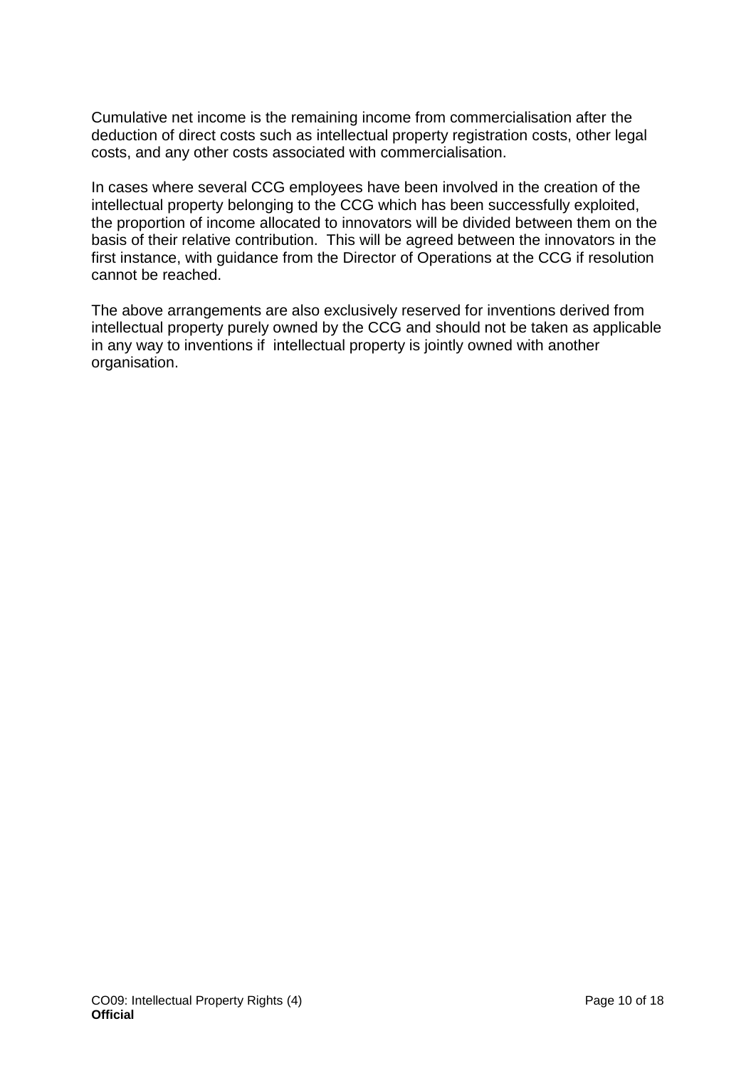Cumulative net income is the remaining income from commercialisation after the deduction of direct costs such as intellectual property registration costs, other legal costs, and any other costs associated with commercialisation.

In cases where several CCG employees have been involved in the creation of the intellectual property belonging to the CCG which has been successfully exploited, the proportion of income allocated to innovators will be divided between them on the basis of their relative contribution. This will be agreed between the innovators in the first instance, with guidance from the Director of Operations at the CCG if resolution cannot be reached.

The above arrangements are also exclusively reserved for inventions derived from intellectual property purely owned by the CCG and should not be taken as applicable in any way to inventions if intellectual property is jointly owned with another organisation.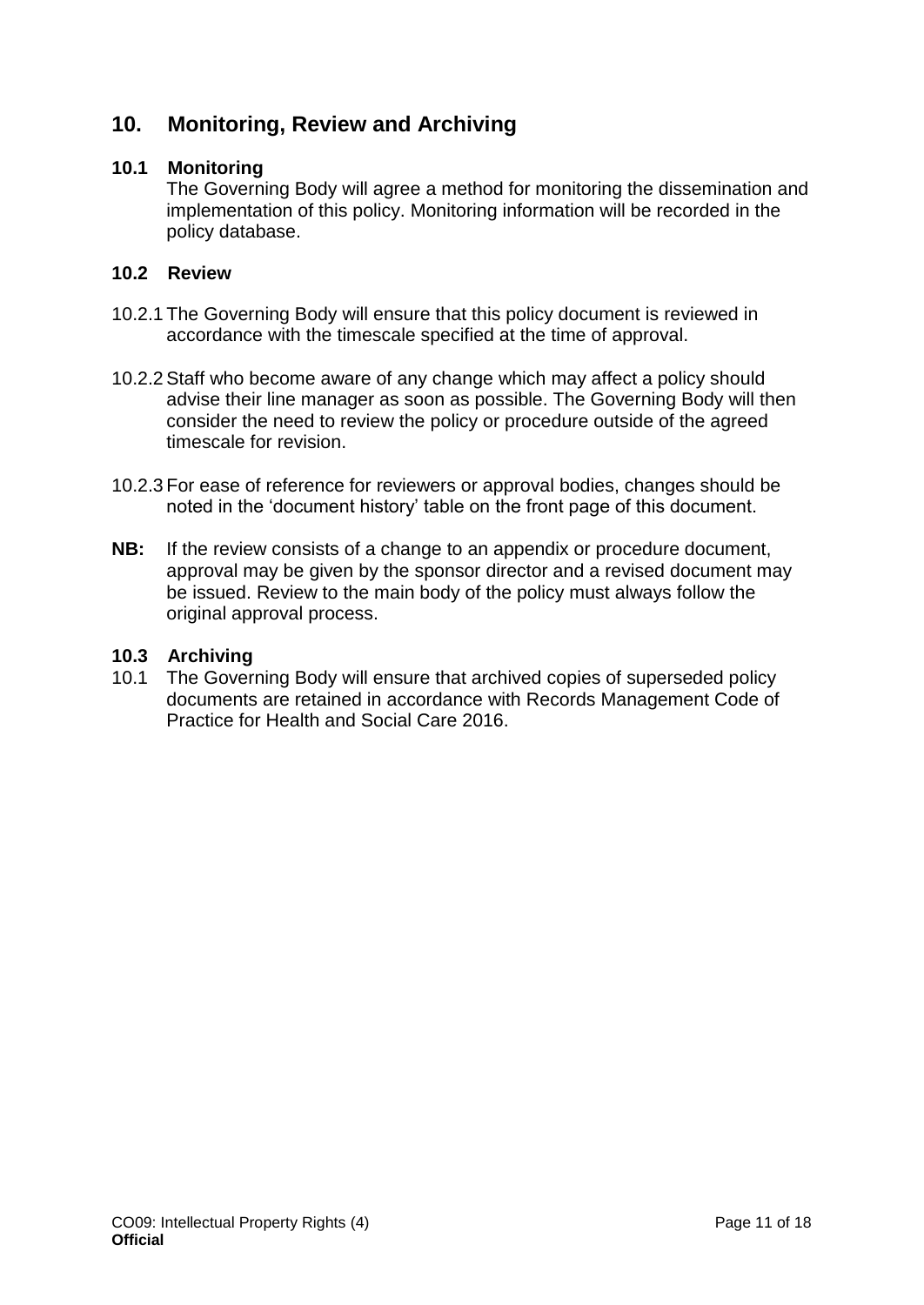## 10. Monitoring, Review and Archiving

### 10.1 Monitoring

The Governing Body will agree a method for monitoring the dissemination and implementation of this policy. Monitoring information will be recorded in the policy database.

### 10.2 Review

10.2.1 The Governing Body will ensure that this policy document is reviewed in accordance with the timescale specified at the time of approval.

10.2.2 Staff who become aware of any change which may affect a policy should advise their line manager as soon as possible. The Governing Body will then consider the need to review the policy or procedure outside of the agreed timescale for revision.

10.2.3 For ease of reference for reviewers or approval bodies, changes should be noted in the 'document history' table on the front page of this document.

**NB:** If the review consists of a change to an appendix or procedure document, approval may be given by the sponsor director and a revised document may be issued. Review to the main body of the policy must always follow the original approval process.

### 10.3 Archiving

10.1 The Governing Body will ensure that archived copies of superseded policy documents are retained in accordance with Records Management Code of Practice for Health and Social Care 2016.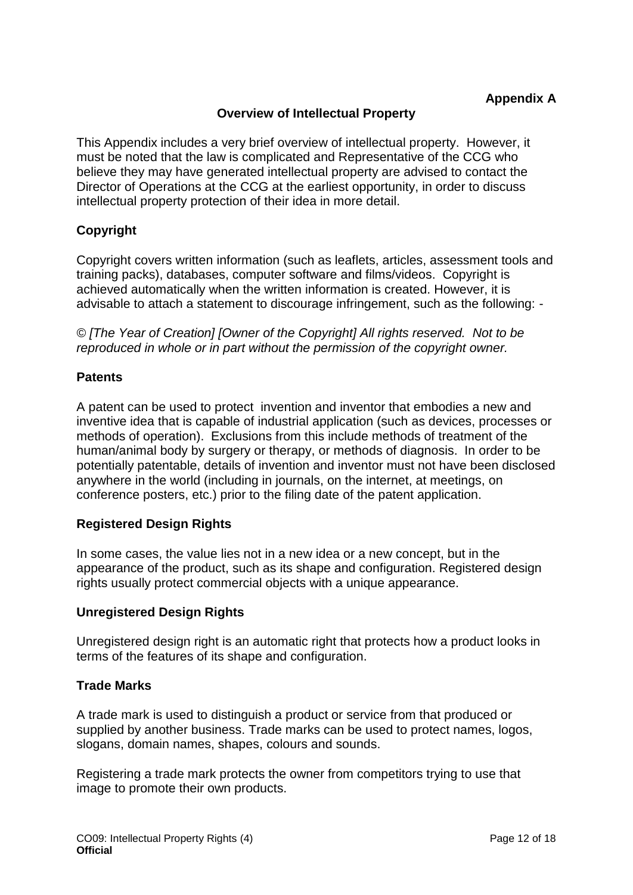**Appendix A**

## Overview of Intellectual Property

This Appendix includes a very brief overview of intellectual property. However, it must be noted that the law is complicated and Representative of the CCG who believe they may have generated intellectual property are advised to contact the Director of Operations at the CCG at the earliest opportunity, in order to discuss intellectual property protection of their idea in more detail.

### Copyright

Copyright covers written information (such as leaflets, articles, assessment tools and training packs), databases, computer software and films/videos. Copyright is achieved automatically when the written information is created. However, it is advisable to attach a statement to discourage infringement, such as the following: -

© *[The Year of Creation] [Owner of the Copyright] All rights reserved. Not to be reproduced in whole or in part without the permission of the copyright owner.*

### Patents

A patent can be used to protect invention and inventor that embodies a new and inventive idea that is capable of industrial application (such as devices, processes or methods of operation). Exclusions from this include methods of treatment of the human/animal body by surgery or therapy, or methods of diagnosis. In order to be potentially patentable, details of invention and inventor must not have been disclosed anywhere in the world (including in journals, on the internet, at meetings, on conference posters, etc.) prior to the filing date of the patent application.

### Registered Design Rights

In some cases, the value lies not in a new idea or a new concept, but in the appearance of the product, such as its shape and configuration. Registered design rights usually protect commercial objects with a unique appearance.

### Unregistered Design Rights

Unregistered design right is an automatic right that protects how a product looks in terms of the features of its shape and configuration.

### Trade Marks

A trade mark is used to distinguish a product or service from that produced or supplied by another business. Trade marks can be used to protect names, logos, slogans, domain names, shapes, colours and sounds.

Registering a trade mark protects the owner from competitors trying to use that image to promote their own products.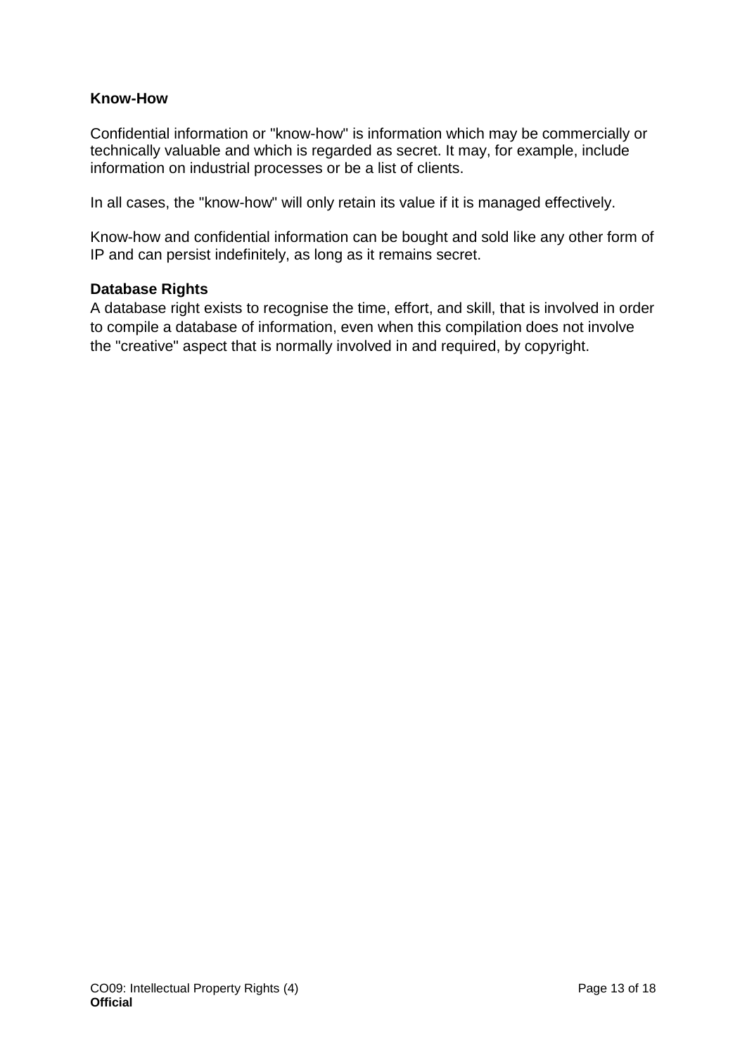**Know-How**

Confidential information or "know-how" is information which may be commercially or technically valuable and which is regarded as secret. It may, for example, include information on industrial processes or be a list of clients.

In all cases, the "know-how" will only retain its value if it is managed effectively.

Know-how and confidential information can be bought and sold like any other form of IP and can persist indefinitely, as long as it remains secret.

**Database Rights**

A database right exists to recognise the time, effort, and skill, that is involved in order to compile a database of information, even when this compilation does not involve the "creative" aspect that is normally involved in and required, by copyright.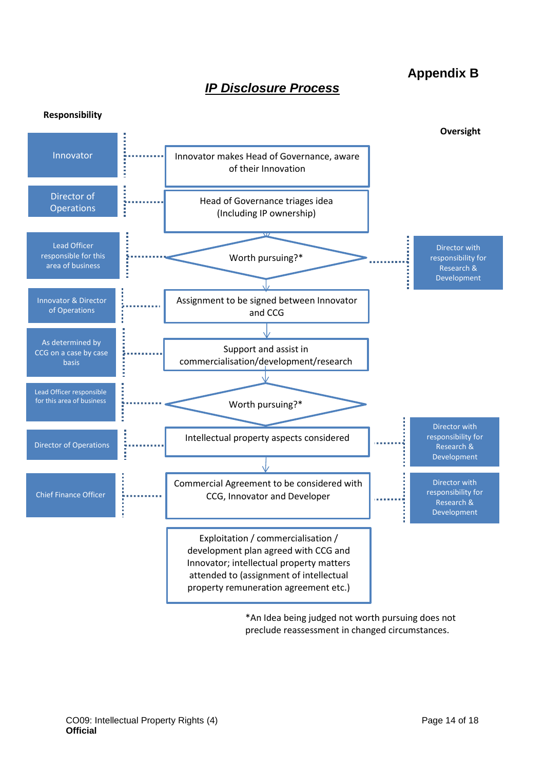**Appendix B**

# *IP Disclosure Process*

A flowchart. Each step has a responsible party and, for some steps, an oversight party.

| Responsibility | Process Step | Oversight |
|---|---|---|
| Innovator | Innovator makes Head of Governance, aware of their Innovation | |
| Director of Operations | Head of Governance triages idea (Including IP ownership) | |
| Lead Officer responsible for this area of business | Worth pursuing?* | Director with responsibility for Research & Development |
| Innovator & Director of Operations | Assignment to be signed between Innovator and CCG | |
| As determined by CCG on a case by case basis | Support and assist in commercialisation/development/research | |
| Lead Officer responsible for this area of business | Worth pursuing?* | |
| Director of Operations | Intellectual property aspects considered | Director with responsibility for Research & Development |
| Chief Finance Officer | Commercial Agreement to be considered with CCG, Innovator and Developer | Director with responsibility for Research & Development |
| | Exploitation / commercialisation / development plan agreed with CCG and Innovator; intellectual property matters attended to (assignment of intellectual property remuneration agreement etc.) | |

*An Idea being judged not worth pursuing does not preclude reassessment in changed circumstances.

CO09: Intellectual Property Rights (4)
**Official**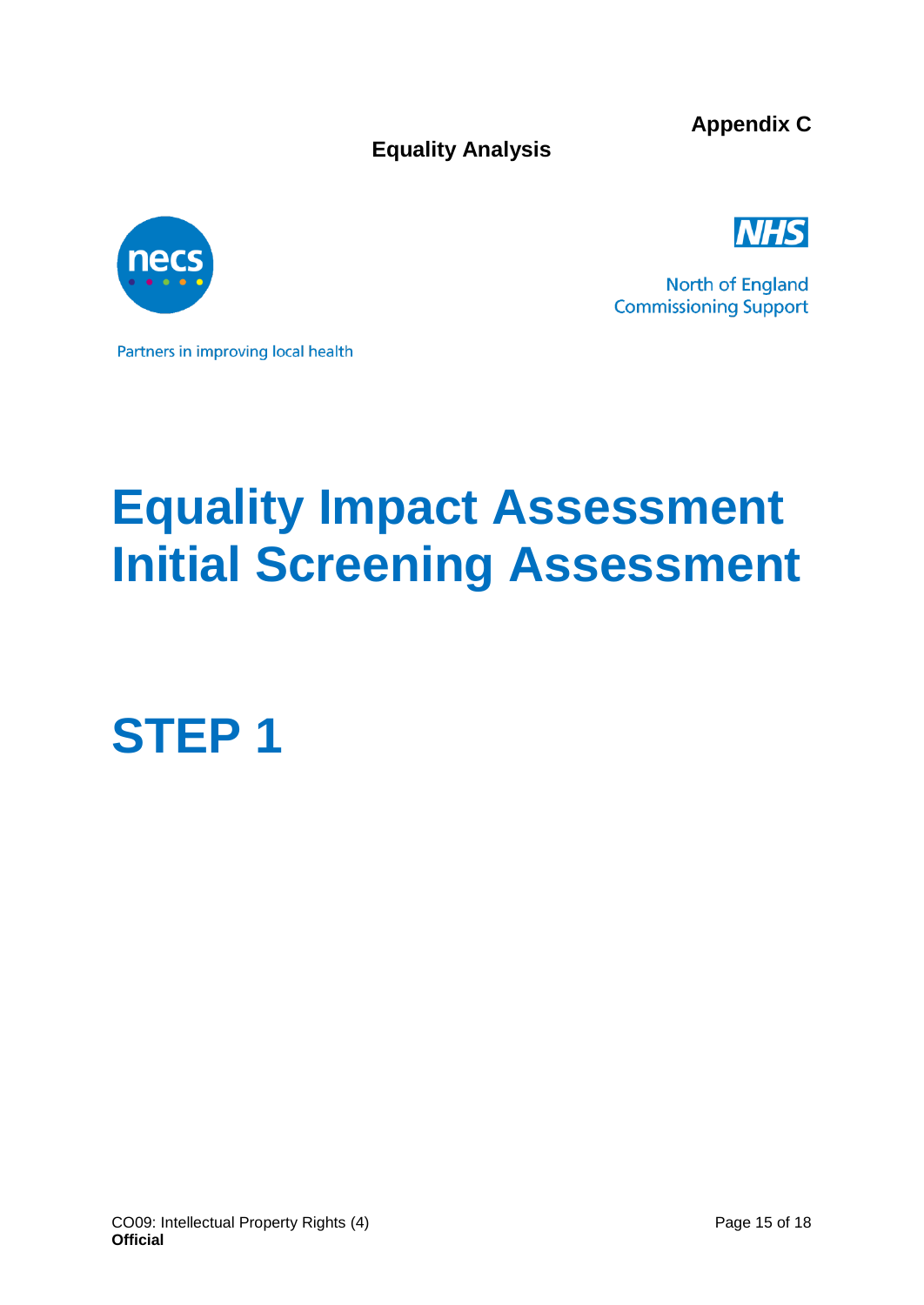**Appendix C**

**Equality Analysis**

North of England Commissioning Support

Partners in improving local health

# Equality Impact Assessment Initial Screening Assessment

# STEP 1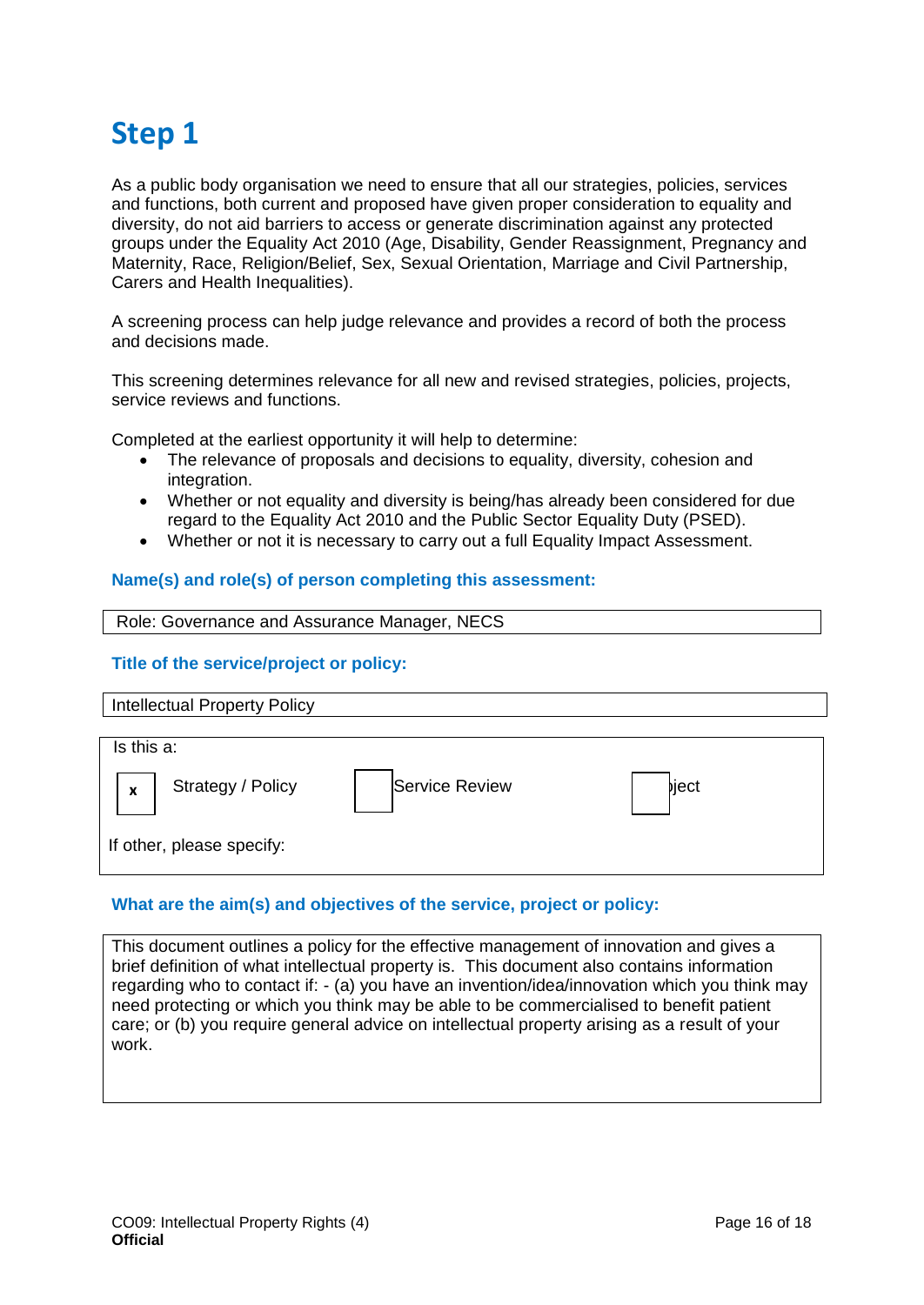# Step 1

As a public body organisation we need to ensure that all our strategies, policies, services and functions, both current and proposed have given proper consideration to equality and diversity, do not aid barriers to access or generate discrimination against any protected groups under the Equality Act 2010 (Age, Disability, Gender Reassignment, Pregnancy and Maternity, Race, Religion/Belief, Sex, Sexual Orientation, Marriage and Civil Partnership, Carers and Health Inequalities).

A screening process can help judge relevance and provides a record of both the process and decisions made.

This screening determines relevance for all new and revised strategies, policies, projects, service reviews and functions.

Completed at the earliest opportunity it will help to determine:

- The relevance of proposals and decisions to equality, diversity, cohesion and integration.
- Whether or not equality and diversity is being/has already been considered for due regard to the Equality Act 2010 and the Public Sector Equality Duty (PSED).
- Whether or not it is necessary to carry out a full Equality Impact Assessment.

**Name(s) and role(s) of person completing this assessment:**

| Role: Governance and Assurance Manager, NECS |
|---|

**Title of the service/project or policy:**

| Intellectual Property Policy |
|---|

| Is this a: | | |
|---|---|---|
| [x] Strategy / Policy | [ ] Service Review | [ ] Project |
| If other, please specify: | | |

**What are the aim(s) and objectives of the service, project or policy:**

| This document outlines a policy for the effective management of innovation and gives a brief definition of what intellectual property is. This document also contains information regarding who to contact if: - (a) you have an invention/idea/innovation which you think may need protecting or which you think may be able to be commercialised to benefit patient care; or (b) you require general advice on intellectual property arising as a result of your work. |
|---|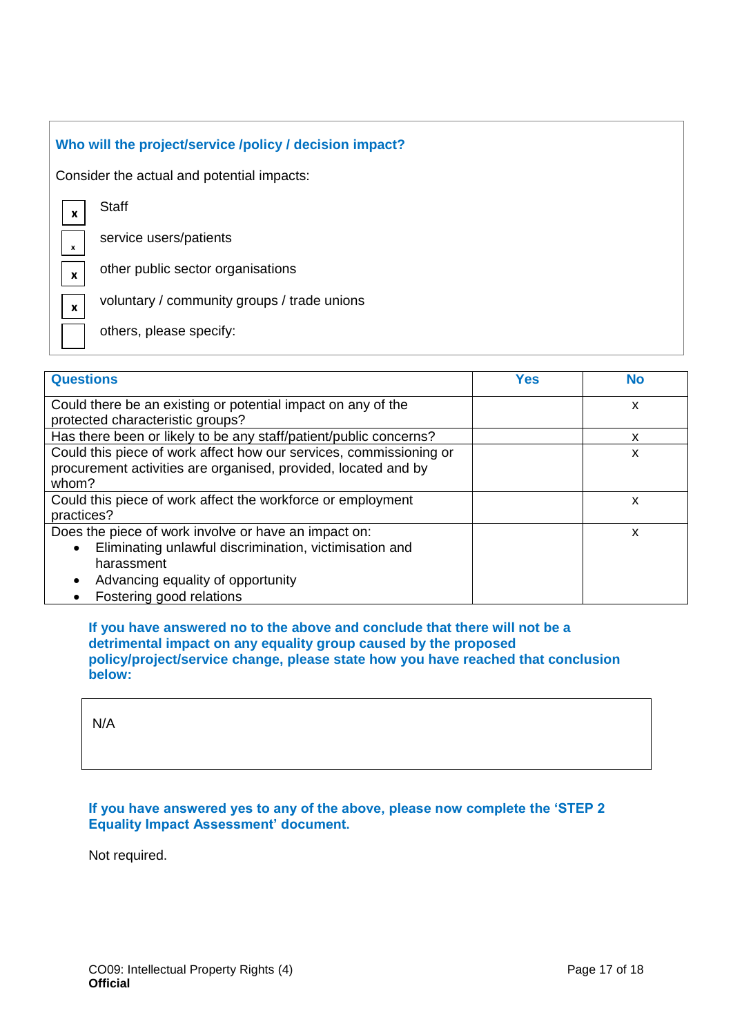**Who will the project/service /policy / decision impact?**

Consider the actual and potential impacts:

- [x] Staff
- [x] service users/patients
- [x] other public sector organisations
- [x] voluntary / community groups / trade unions
- [ ] others, please specify:

| **Questions** | **Yes** | **No** |
|---|---|---|
| Could there be an existing or potential impact on any of the protected characteristic groups? | | x |
| Has there been or likely to be any staff/patient/public concerns? | | x |
| Could this piece of work affect how our services, commissioning or procurement activities are organised, provided, located and by whom? | | x |
| Could this piece of work affect the workforce or employment practices? | | x |
| Does the piece of work involve or have an impact on:<br>• Eliminating unlawful discrimination, victimisation and harassment<br>• Advancing equality of opportunity<br>• Fostering good relations | | x |

**If you have answered no to the above and conclude that there will not be a detrimental impact on any equality group caused by the proposed policy/project/service change, please state how you have reached that conclusion below:**

N/A

**If you have answered yes to any of the above, please now complete the 'STEP 2 Equality Impact Assessment' document.**

Not required.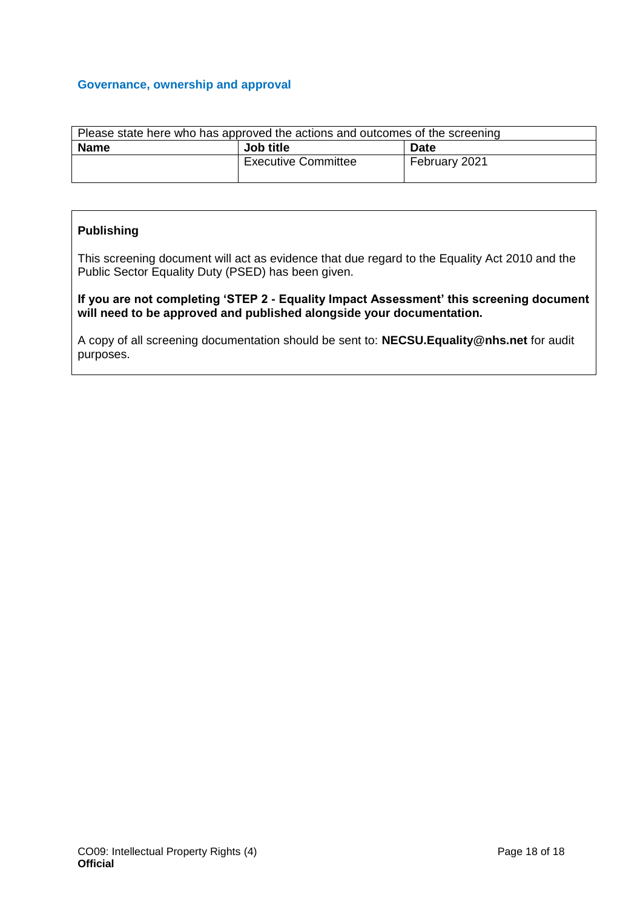### Governance, ownership and approval

| Please state here who has approved the actions and outcomes of the screening | | |
|---|---|---|
| **Name** | **Job title** | **Date** |
| | Executive Committee | February 2021 |

**Publishing**

This screening document will act as evidence that due regard to the Equality Act 2010 and the Public Sector Equality Duty (PSED) has been given.

**If you are not completing 'STEP 2 - Equality Impact Assessment' this screening document will need to be approved and published alongside your documentation.**

A copy of all screening documentation should be sent to: **NECSU.Equality@nhs.net** for audit purposes.